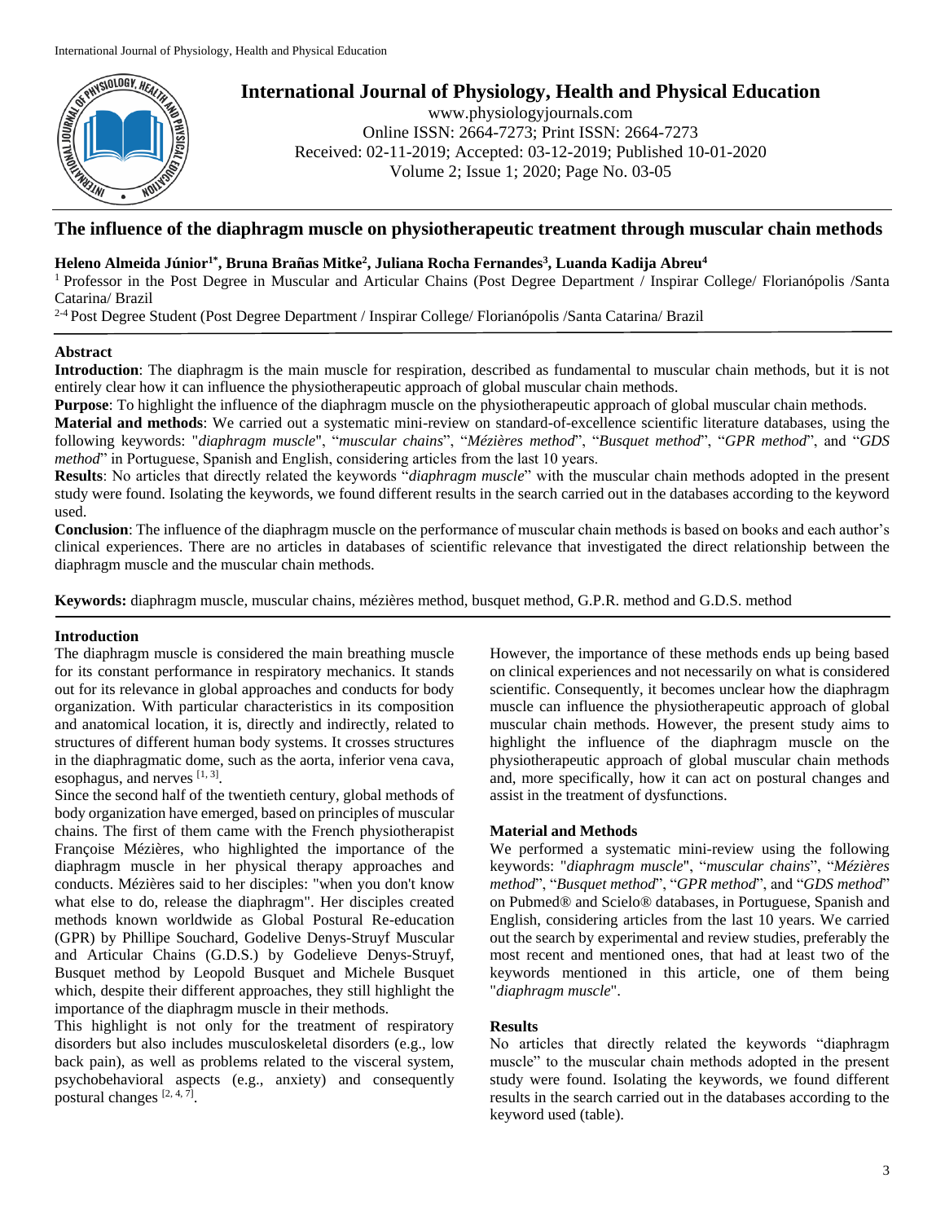# The influence of the diaphragm muscle on physiotherapeutic treatment through muscular chain methods

**Heleno Almeida Júnior[1*], Bruna Brañas Mitke[2], Juliana Rocha Fernandes[3], Luanda Kadija Abreu[4]**

[1] Professor in the Post Degree in Muscular and Articular Chains (Post Degree Department / Inspirar College/ Florianópolis /Santa Catarina/ Brazil

[2-4] Post Degree Student (Post Degree Department / Inspirar College/ Florianópolis /Santa Catarina/ Brazil

## Abstract

**Introduction**: The diaphragm is the main muscle for respiration, described as fundamental to muscular chain methods, but it is not entirely clear how it can influence the physiotherapeutic approach of global muscular chain methods.

**Purpose**: To highlight the influence of the diaphragm muscle on the physiotherapeutic approach of global muscular chain methods.

**Material and methods**: We carried out a systematic mini-review on standard-of-excellence scientific literature databases, using the following keywords: "*diaphragm muscle*", "*muscular chains*", "*Mézières method*", "*Busquet method*", "*GPR method*", and "*GDS method*" in Portuguese, Spanish and English, considering articles from the last 10 years.

**Results**: No articles that directly related the keywords "*diaphragm muscle*" with the muscular chain methods adopted in the present study were found. Isolating the keywords, we found different results in the search carried out in the databases according to the keyword used.

**Conclusion**: The influence of the diaphragm muscle on the performance of muscular chain methods is based on books and each author's clinical experiences. There are no articles in databases of scientific relevance that investigated the direct relationship between the diaphragm muscle and the muscular chain methods.

**Keywords:** diaphragm muscle, muscular chains, mézières method, busquet method, G.P.R. method and G.D.S. method

## Introduction

The diaphragm muscle is considered the main breathing muscle for its constant performance in respiratory mechanics. It stands out for its relevance in global approaches and conducts for body organization. With particular characteristics in its composition and anatomical location, it is, directly and indirectly, related to structures of different human body systems. It crosses structures in the diaphragmatic dome, such as the aorta, inferior vena cava, esophagus, and nerves [1, 3].

Since the second half of the twentieth century, global methods of body organization have emerged, based on principles of muscular chains. The first of them came with the French physiotherapist Françoise Mézières, who highlighted the importance of the diaphragm muscle in her physical therapy approaches and conducts. Mézières said to her disciples: "when you don't know what else to do, release the diaphragm". Her disciples created methods known worldwide as Global Postural Re-education (GPR) by Phillipe Souchard, Godelive Denys-Struyf Muscular and Articular Chains (G.D.S.) by Godelieve Denys-Struyf, Busquet method by Leopold Busquet and Michele Busquet which, despite their different approaches, they still highlight the importance of the diaphragm muscle in their methods.

This highlight is not only for the treatment of respiratory disorders but also includes musculoskeletal disorders (e.g., low back pain), as well as problems related to the visceral system, psychobehavioral aspects (e.g., anxiety) and consequently postural changes [2, 4, 7].

However, the importance of these methods ends up being based on clinical experiences and not necessarily on what is considered scientific. Consequently, it becomes unclear how the diaphragm muscle can influence the physiotherapeutic approach of global muscular chain methods. However, the present study aims to highlight the influence of the diaphragm muscle on the physiotherapeutic approach of global muscular chain methods and, more specifically, how it can act on postural changes and assist in the treatment of dysfunctions.

## Material and Methods

We performed a systematic mini-review using the following keywords: "*diaphragm muscle*", "*muscular chains*", "*Mézières method*", "*Busquet method*", "*GPR method*", and "*GDS method*" on Pubmed® and Scielo® databases, in Portuguese, Spanish and English, considering articles from the last 10 years. We carried out the search by experimental and review studies, preferably the most recent and mentioned ones, that had at least two of the keywords mentioned in this article, one of them being "*diaphragm muscle*".

## Results

No articles that directly related the keywords "diaphragm muscle" to the muscular chain methods adopted in the present study were found. Isolating the keywords, we found different results in the search carried out in the databases according to the keyword used (table).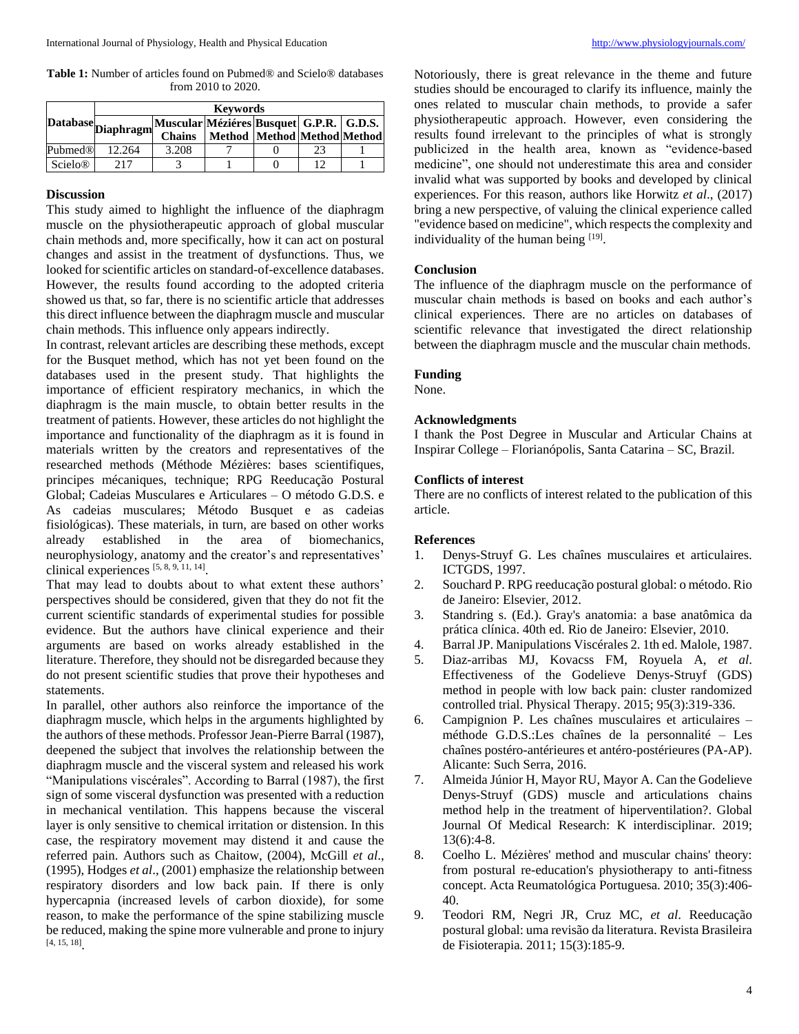**Table 1:** Number of articles found on Pubmed® and Scielo® databases from 2010 to 2020.

| Database | Keywords | | | | | |
|---|---|---|---|---|---|---|
| | Diaphragm | Muscular Chains | Méziéres Method | Busquet Method | G.P.R. Method | G.D.S. Method |
| Pubmed® | 12.264 | 3.208 | 7 | 0 | 23 | 1 |
| Scielo® | 217 | 3 | 1 | 0 | 12 | 1 |

## Discussion

This study aimed to highlight the influence of the diaphragm muscle on the physiotherapeutic approach of global muscular chain methods and, more specifically, how it can act on postural changes and assist in the treatment of dysfunctions. Thus, we looked for scientific articles on standard-of-excellence databases. However, the results found according to the adopted criteria showed us that, so far, there is no scientific article that addresses this direct influence between the diaphragm muscle and muscular chain methods. This influence only appears indirectly.

In contrast, relevant articles are describing these methods, except for the Busquet method, which has not yet been found on the databases used in the present study. That highlights the importance of efficient respiratory mechanics, in which the diaphragm is the main muscle, to obtain better results in the treatment of patients. However, these articles do not highlight the importance and functionality of the diaphragm as it is found in materials written by the creators and representatives of the researched methods (Méthode Mézières: bases scientifiques, principes mécaniques, technique; RPG Reeducação Postural Global; Cadeias Musculares e Articulares – O método G.D.S. e As cadeias musculares; Método Busquet e as cadeias fisiológicas). These materials, in turn, are based on other works already established in the area of biomechanics, neurophysiology, anatomy and the creator's and representatives' clinical experiences [5, 8, 9, 11, 14].

That may lead to doubts about to what extent these authors' perspectives should be considered, given that they do not fit the current scientific standards of experimental studies for possible evidence. But the authors have clinical experience and their arguments are based on works already established in the literature. Therefore, they should not be disregarded because they do not present scientific studies that prove their hypotheses and statements.

In parallel, other authors also reinforce the importance of the diaphragm muscle, which helps in the arguments highlighted by the authors of these methods. Professor Jean-Pierre Barral (1987), deepened the subject that involves the relationship between the diaphragm muscle and the visceral system and released his work "Manipulations viscérales". According to Barral (1987), the first sign of some visceral dysfunction was presented with a reduction in mechanical ventilation. This happens because the visceral layer is only sensitive to chemical irritation or distension. In this case, the respiratory movement may distend it and cause the referred pain. Authors such as Chaitow, (2004), McGill *et al*., (1995), Hodges *et al*., (2001) emphasize the relationship between respiratory disorders and low back pain. If there is only hypercapnia (increased levels of carbon dioxide), for some reason, to make the performance of the spine stabilizing muscle be reduced, making the spine more vulnerable and prone to injury [4, 15, 18].

Notoriously, there is great relevance in the theme and future studies should be encouraged to clarify its influence, mainly the ones related to muscular chain methods, to provide a safer physiotherapeutic approach. However, even considering the results found irrelevant to the principles of what is strongly publicized in the health area, known as "evidence-based medicine", one should not underestimate this area and consider invalid what was supported by books and developed by clinical experiences. For this reason, authors like Horwitz *et al*., (2017) bring a new perspective, of valuing the clinical experience called "evidence based on medicine", which respects the complexity and individuality of the human being [19].

## Conclusion

The influence of the diaphragm muscle on the performance of muscular chain methods is based on books and each author's clinical experiences. There are no articles on databases of scientific relevance that investigated the direct relationship between the diaphragm muscle and the muscular chain methods.

## Funding

None.

## Acknowledgments

I thank the Post Degree in Muscular and Articular Chains at Inspirar College – Florianópolis, Santa Catarina – SC, Brazil.

## Conflicts of interest

There are no conflicts of interest related to the publication of this article.

## References

1. Denys-Struyf G. Les chaînes musculaires et articulaires. ICTGDS, 1997.
2. Souchard P. RPG reeducação postural global: o método. Rio de Janeiro: Elsevier, 2012.
3. Standring s. (Ed.). Gray's anatomia: a base anatômica da prática clínica. 40th ed. Rio de Janeiro: Elsevier, 2010.
4. Barral JP. Manipulations Viscérales 2. 1th ed. Malole, 1987.
5. Diaz-arribas MJ, Kovacss FM, Royuela A, *et al*. Effectiveness of the Godelieve Denys-Struyf (GDS) method in people with low back pain: cluster randomized controlled trial. Physical Therapy. 2015; 95(3):319-336.
6. Campignion P. Les chaînes musculaires et articulaires – méthode G.D.S.:Les chaînes de la personnalité – Les chaînes postéro-antérieures et antéro-postérieures (PA-AP). Alicante: Such Serra, 2016.
7. Almeida Júnior H, Mayor RU, Mayor A. Can the Godelieve Denys-Struyf (GDS) muscle and articulations chains method help in the treatment of hiperventilation?. Global Journal Of Medical Research: K interdisciplinar. 2019; 13(6):4-8.
8. Coelho L. Mézières' method and muscular chains' theory: from postural re-education's physiotherapy to anti-fitness concept. Acta Reumatológica Portuguesa. 2010; 35(3):406-40.
9. Teodori RM, Negri JR, Cruz MC, *et al*. Reeducação postural global: uma revisão da literatura. Revista Brasileira de Fisioterapia. 2011; 15(3):185-9.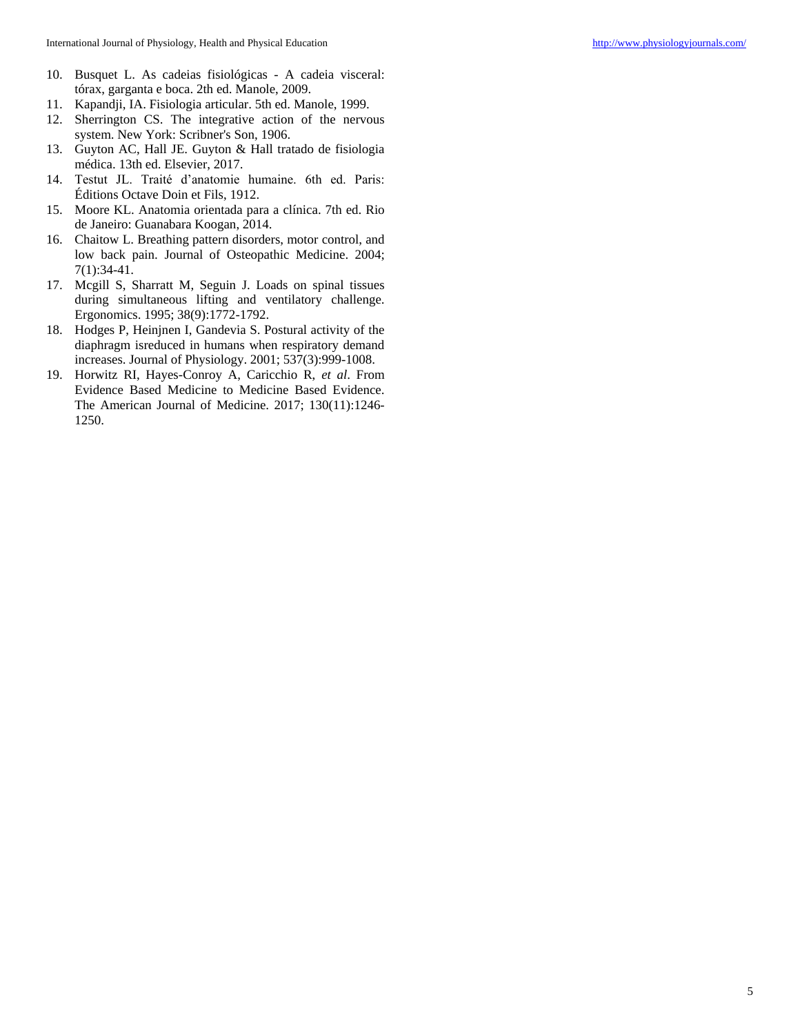10. Busquet L. As cadeias fisiológicas - A cadeia visceral: tórax, garganta e boca. 2th ed. Manole, 2009.
11. Kapandji, IA. Fisiologia articular. 5th ed. Manole, 1999.
12. Sherrington CS. The integrative action of the nervous system. New York: Scribner's Son, 1906.
13. Guyton AC, Hall JE. Guyton & Hall tratado de fisiologia médica. 13th ed. Elsevier, 2017.
14. Testut JL. Traité d'anatomie humaine. 6th ed. Paris: Éditions Octave Doin et Fils, 1912.
15. Moore KL. Anatomia orientada para a clínica. 7th ed. Rio de Janeiro: Guanabara Koogan, 2014.
16. Chaitow L. Breathing pattern disorders, motor control, and low back pain. Journal of Osteopathic Medicine. 2004; 7(1):34-41.
17. Mcgill S, Sharratt M, Seguin J. Loads on spinal tissues during simultaneous lifting and ventilatory challenge. Ergonomics. 1995; 38(9):1772-1792.
18. Hodges P, Heinjnen I, Gandevia S. Postural activity of the diaphragm isreduced in humans when respiratory demand increases. Journal of Physiology. 2001; 537(3):999-1008.
19. Horwitz RI, Hayes-Conroy A, Caricchio R, *et al*. From Evidence Based Medicine to Medicine Based Evidence. The American Journal of Medicine. 2017; 130(11):1246-1250.